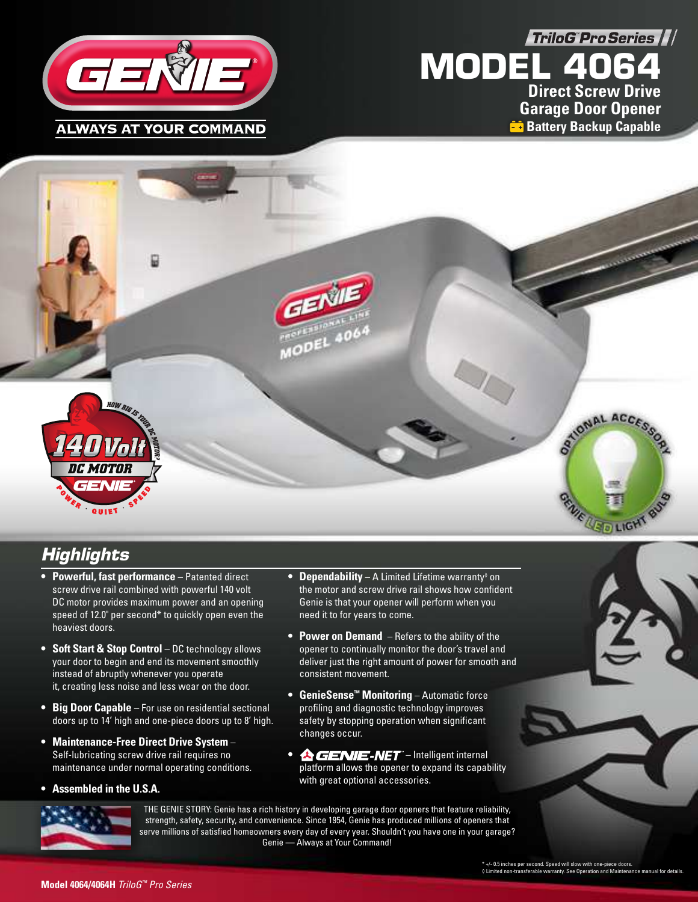GENIE®

ALWAYS AT YOUR COMMAND

*TriloG™ Pro Series*

# MODEL 4064

**Direct Screw Drive Garage Door Opener**

**Battery Backup Capable**

HOW BIG IS YOUR DC MOTOR? 140 Volt DC MOTOR GENIE® POWER · QUIET · SPEED

OPTIONAL ACCESSORY GENIE LED LIGHT BULB

## Highlights

- **Powerful, fast performance** – Patented direct screw drive rail combined with powerful 140 volt DC motor provides maximum power and an opening speed of 12.0" per second* to quickly open even the heaviest doors.
- **Soft Start & Stop Control** – DC technology allows your door to begin and end its movement smoothly instead of abruptly whenever you operate it, creating less noise and less wear on the door.
- **Big Door Capable** – For use on residential sectional doors up to 14' high and one-piece doors up to 8' high.
- **Maintenance-Free Direct Drive System** – Self-lubricating screw drive rail requires no maintenance under normal operating conditions.
- **Assembled in the U.S.A.**
- **Dependability** – A Limited Lifetime warranty◊ on the motor and screw drive rail shows how confident Genie is that your opener will perform when you need it to for years to come.
- **Power on Demand** – Refers to the ability of the opener to continually monitor the door's travel and deliver just the right amount of power for smooth and consistent movement.
- **GenieSense™ Monitoring** – Automatic force profiling and diagnostic technology improves safety by stopping operation when significant changes occur.
- **GENIE-NET™** – Intelligent internal platform allows the opener to expand its capability with great optional accessories.

THE GENIE STORY: Genie has a rich history in developing garage door openers that feature reliability, strength, safety, security, and convenience. Since 1954, Genie has produced millions of openers that serve millions of satisfied homeowners every day of every year. Shouldn't you have one in your garage? Genie — Always at Your Command!

\* +/- 0.5 inches per second. Speed will slow with one-piece doors.
◊ Limited non-transferable warranty. See Operation and Maintenance manual for details.

**Model 4064/4064H** *TriloG™ Pro Series*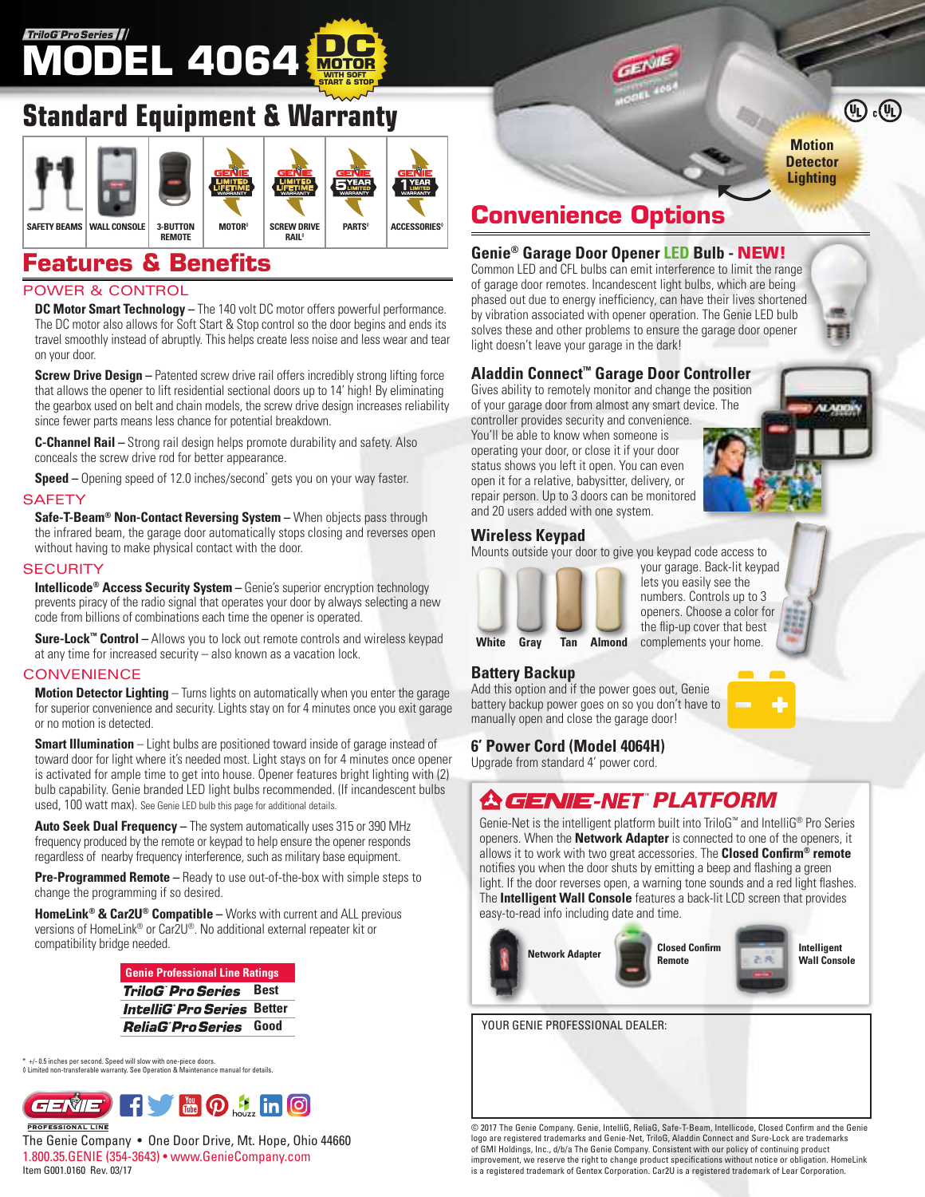TriloG® Pro Series

# MODEL 4064

DC MOTOR WITH SOFT START & STOP

## Standard Equipment & Warranty

| SAFETY BEAMS | WALL CONSOLE | 3-BUTTON REMOTE | MOTOR◊ | SCREW DRIVE RAIL◊ | PARTS◊ | ACCESSORIES◊ |
|---|---|---|---|---|---|---|
| | | | GENIE LIMITED LIFETIME WARRANTY | GENIE LIMITED LIFETIME WARRANTY | GENIE 5 YEAR LIMITED WARRANTY | GENIE 1 YEAR LIMITED WARRANTY |

## Features & Benefits

### POWER & CONTROL

**DC Motor Smart Technology** – The 140 volt DC motor offers powerful performance. The DC motor also allows for Soft Start & Stop control so the door begins and ends its travel smoothly instead of abruptly. This helps create less noise and less wear and tear on your door.

**Screw Drive Design** – Patented screw drive rail offers incredibly strong lifting force that allows the opener to lift residential sectional doors up to 14' high! By eliminating the gearbox used on belt and chain models, the screw drive design increases reliability since fewer parts means less chance for potential breakdown.

**C-Channel Rail** – Strong rail design helps promote durability and safety. Also conceals the screw drive rod for better appearance.

**Speed** – Opening speed of 12.0 inches/second* gets you on your way faster.

### SAFETY

**Safe-T-Beam® Non-Contact Reversing System** – When objects pass through the infrared beam, the garage door automatically stops closing and reverses open without having to make physical contact with the door.

### SECURITY

**Intellicode® Access Security System** – Genie's superior encryption technology prevents piracy of the radio signal that operates your door by always selecting a new code from billions of combinations each time the opener is operated.

**Sure-Lock™ Control** – Allows you to lock out remote controls and wireless keypad at any time for increased security – also known as a vacation lock.

### CONVENIENCE

**Motion Detector Lighting** – Turns lights on automatically when you enter the garage for superior convenience and security. Lights stay on for 4 minutes once you exit garage or no motion is detected.

**Smart Illumination** – Light bulbs are positioned toward inside of garage instead of toward door for light where it's needed most. Light stays on for 4 minutes once opener is activated for ample time to get into house. Opener features bright lighting with (2) bulb capability. Genie branded LED light bulbs recommended. (If incandescent bulbs used, 100 watt max). See Genie LED bulb this page for additional details.

**Auto Seek Dual Frequency** – The system automatically uses 315 or 390 MHz frequency produced by the remote or keypad to help ensure the opener responds regardless of nearby frequency interference, such as military base equipment.

**Pre-Programmed Remote** – Ready to use out-of-the-box with simple steps to change the programming if so desired.

**HomeLink® & Car2U® Compatible** – Works with current and ALL previous versions of HomeLink® or Car2U®. No additional external repeater kit or compatibility bridge needed.

| Genie Professional Line Ratings | |
|---|---|
| TriloG® Pro Series | Best |
| IntelliG® Pro Series | Better |
| ReliaG® Pro Series | Good |

\* +/- 0.5 inches per second. Speed will slow with one-piece doors.
◊ Limited non-transferable warranty. See Operation & Maintenance manual for details.

GENIE PROFESSIONAL LINE

The Genie Company • One Door Drive, Mt. Hope, Ohio 44660
1.800.35.GENIE (354-3643) • www.GenieCompany.com
Item G001.0160 Rev. 03/17

Motion Detector Lighting

## Convenience Options

### Genie® Garage Door Opener LED Bulb - NEW!

Common LED and CFL bulbs can emit interference to limit the range of garage door remotes. Incandescent light bulbs, which are being phased out due to energy inefficiency, can have their lives shortened by vibration associated with opener operation. The Genie LED bulb solves these and other problems to ensure the garage door opener light doesn't leave your garage in the dark!

### Aladdin Connect™ Garage Door Controller

Gives ability to remotely monitor and change the position of your garage door from almost any smart device. The controller provides security and convenience. You'll be able to know when someone is operating your door, or close it if your door status shows you left it open. You can even open it for a relative, babysitter, delivery, or repair person. Up to 3 doors can be monitored and 20 users added with one system.

### Wireless Keypad

Mounts outside your door to give you keypad code access to your garage. Back-lit keypad lets you easily see the numbers. Controls up to 3 openers. Choose a color for the flip-up cover that best complements your home.

White Gray Tan Almond

### Battery Backup

Add this option and if the power goes out, Genie battery backup power goes on so you don't have to manually open and close the garage door!

### 6' Power Cord (Model 4064H)

Upgrade from standard 4' power cord.

## GENIE-NET™ PLATFORM

Genie-Net is the intelligent platform built into TriloG™ and IntelliG® Pro Series openers. When the **Network Adapter** is connected to one of the openers, it allows it to work with two great accessories. The **Closed Confirm® remote** notifies you when the door shuts by emitting a beep and flashing a green light. If the door reverses open, a warning tone sounds and a red light flashes. The **Intelligent Wall Console** features a back-lit LCD screen that provides easy-to-read info including date and time.

Network Adapter | Closed Confirm Remote | Intelligent Wall Console

YOUR GENIE PROFESSIONAL DEALER:

© 2017 The Genie Company. Genie, IntelliG, ReliaG, Safe-T-Beam, Intellicode, Closed Confirm and the Genie logo are registered trademarks and Genie-Net, TriloG, Aladdin Connect and Sure-Lock are trademarks of GMI Holdings, Inc., d/b/a The Genie Company. Consistent with our policy of continuing product improvement, we reserve the right to change product specifications without notice or obligation. HomeLink is a registered trademark of Gentex Corporation. Car2U is a registered trademark of Lear Corporation.